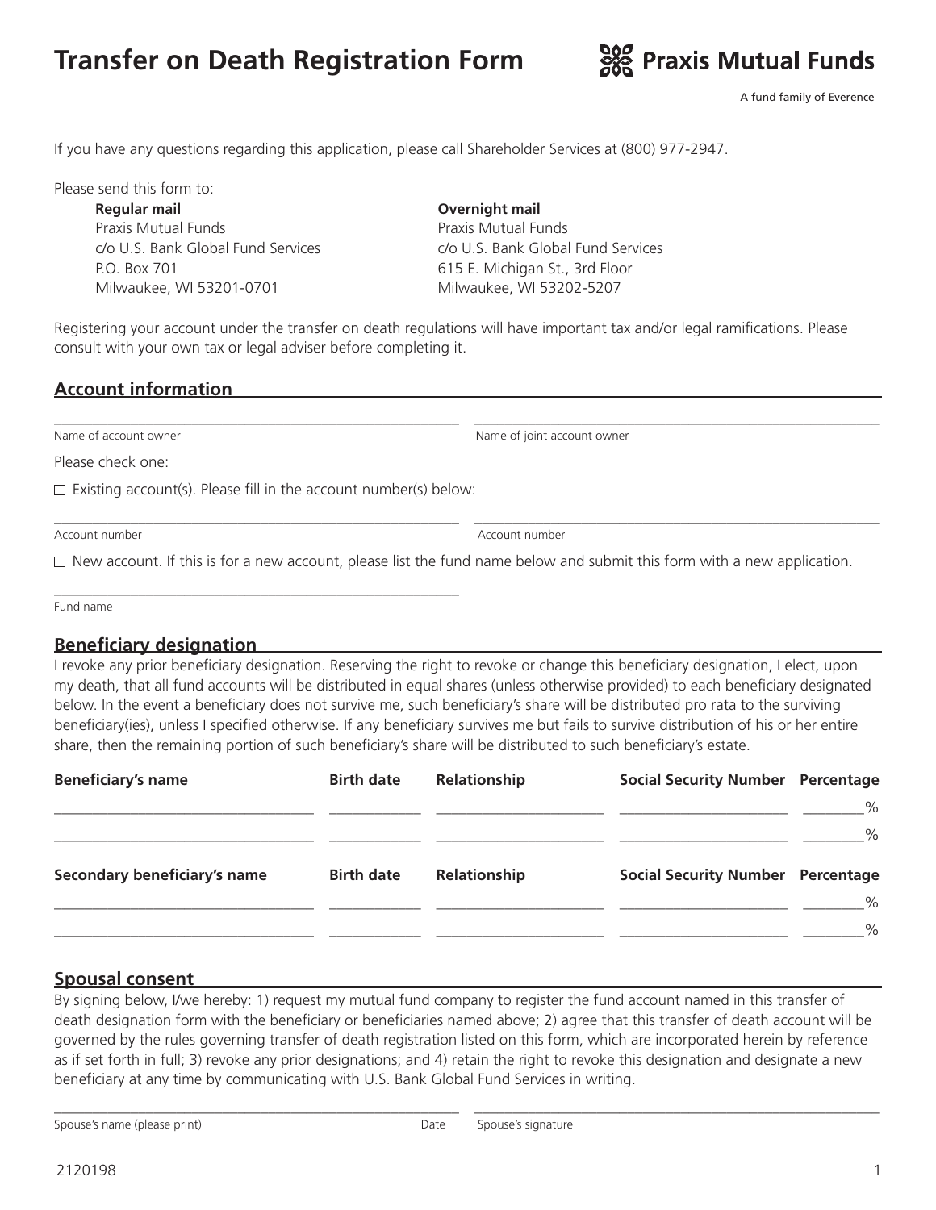# Transfer on Death Registration Form

**Praxis Mutual Funds**

A fund family of Everence

If you have any questions regarding this application, please call Shareholder Services at (800) 977-2947.

Please send this form to:

**Regular mail**
Praxis Mutual Funds
c/o U.S. Bank Global Fund Services
P.O. Box 701
Milwaukee, WI 53201-0701

**Overnight mail**
Praxis Mutual Funds
c/o U.S. Bank Global Fund Services
615 E. Michigan St., 3rd Floor
Milwaukee, WI 53202-5207

Registering your account under the transfer on death regulations will have important tax and/or legal ramifications. Please consult with your own tax or legal adviser before completing it.

## Account information

______________________________ Name of account owner

______________________________ Name of joint account owner

Please check one:

☐ Existing account(s). Please fill in the account number(s) below:

______________________________ Account number

______________________________ Account number

☐ New account. If this is for a new account, please list the fund name below and submit this form with a new application.

______________________________ Fund name

## Beneficiary designation

I revoke any prior beneficiary designation. Reserving the right to revoke or change this beneficiary designation, I elect, upon my death, that all fund accounts will be distributed in equal shares (unless otherwise provided) to each beneficiary designated below. In the event a beneficiary does not survive me, such beneficiary's share will be distributed pro rata to the surviving beneficiary(ies), unless I specified otherwise. If any beneficiary survives me but fails to survive distribution of his or her entire share, then the remaining portion of such beneficiary's share will be distributed to such beneficiary's estate.

| Beneficiary's name | Birth date | Relationship | Social Security Number | Percentage |
|---|---|---|---|---|
| | | | | % |
| | | | | % |

| Secondary beneficiary's name | Birth date | Relationship | Social Security Number | Percentage |
|---|---|---|---|---|
| | | | | % |
| | | | | % |

## Spousal consent

By signing below, I/we hereby: 1) request my mutual fund company to register the fund account named in this transfer of death designation form with the beneficiary or beneficiaries named above; 2) agree that this transfer of death account will be governed by the rules governing transfer of death registration listed on this form, which are incorporated herein by reference as if set forth in full; 3) revoke any prior designations; and 4) retain the right to revoke this designation and designate a new beneficiary at any time by communicating with U.S. Bank Global Fund Services in writing.

______________________________ Spouse's name (please print) Date

______________________________ Spouse's signature

2120198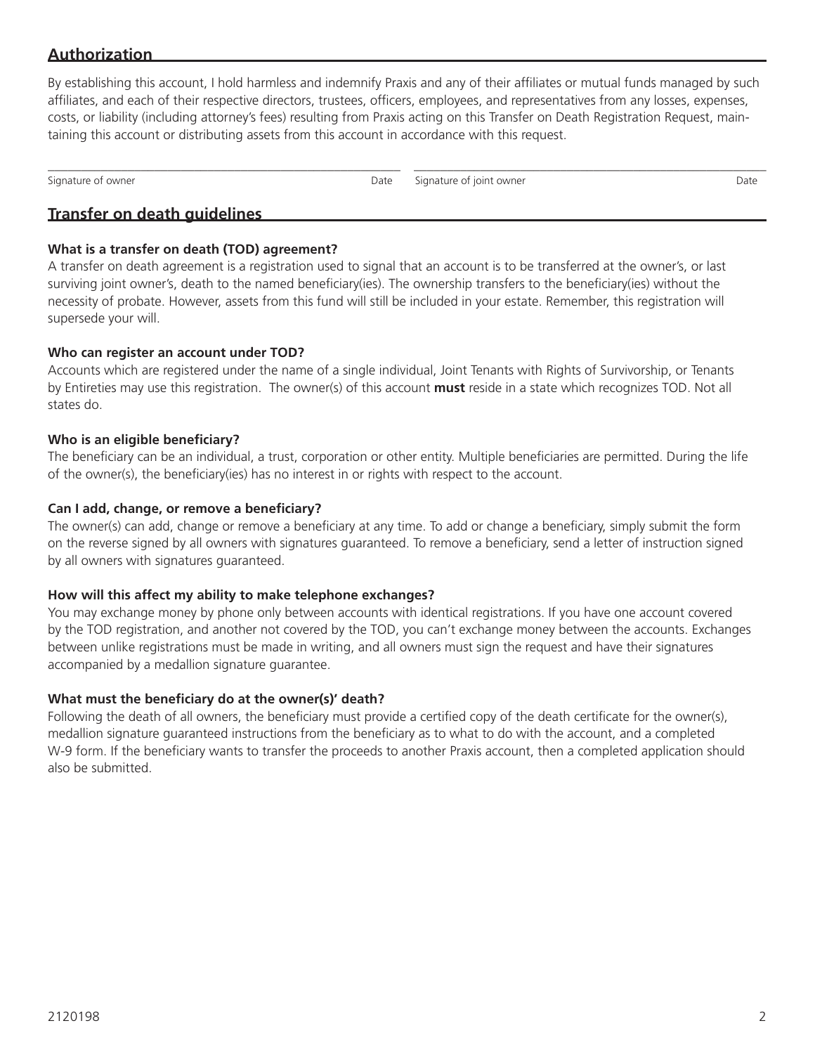## Authorization

By establishing this account, I hold harmless and indemnify Praxis and any of their affiliates or mutual funds managed by such affiliates, and each of their respective directors, trustees, officers, employees, and representatives from any losses, expenses, costs, or liability (including attorney's fees) resulting from Praxis acting on this Transfer on Death Registration Request, maintaining this account or distributing assets from this account in accordance with this request.

| | | | |
|---|---|---|---|
| Signature of owner | Date | Signature of joint owner | Date |

## Transfer on death guidelines

**What is a transfer on death (TOD) agreement?**
A transfer on death agreement is a registration used to signal that an account is to be transferred at the owner's, or last surviving joint owner's, death to the named beneficiary(ies). The ownership transfers to the beneficiary(ies) without the necessity of probate. However, assets from this fund will still be included in your estate. Remember, this registration will supersede your will.

**Who can register an account under TOD?**
Accounts which are registered under the name of a single individual, Joint Tenants with Rights of Survivorship, or Tenants by Entireties may use this registration. The owner(s) of this account **must** reside in a state which recognizes TOD. Not all states do.

**Who is an eligible beneficiary?**
The beneficiary can be an individual, a trust, corporation or other entity. Multiple beneficiaries are permitted. During the life of the owner(s), the beneficiary(ies) has no interest in or rights with respect to the account.

**Can I add, change, or remove a beneficiary?**
The owner(s) can add, change or remove a beneficiary at any time. To add or change a beneficiary, simply submit the form on the reverse signed by all owners with signatures guaranteed. To remove a beneficiary, send a letter of instruction signed by all owners with signatures guaranteed.

**How will this affect my ability to make telephone exchanges?**
You may exchange money by phone only between accounts with identical registrations. If you have one account covered by the TOD registration, and another not covered by the TOD, you can't exchange money between the accounts. Exchanges between unlike registrations must be made in writing, and all owners must sign the request and have their signatures accompanied by a medallion signature guarantee.

**What must the beneficiary do at the owner(s)' death?**
Following the death of all owners, the beneficiary must provide a certified copy of the death certificate for the owner(s), medallion signature guaranteed instructions from the beneficiary as to what to do with the account, and a completed W-9 form. If the beneficiary wants to transfer the proceeds to another Praxis account, then a completed application should also be submitted.

2120198